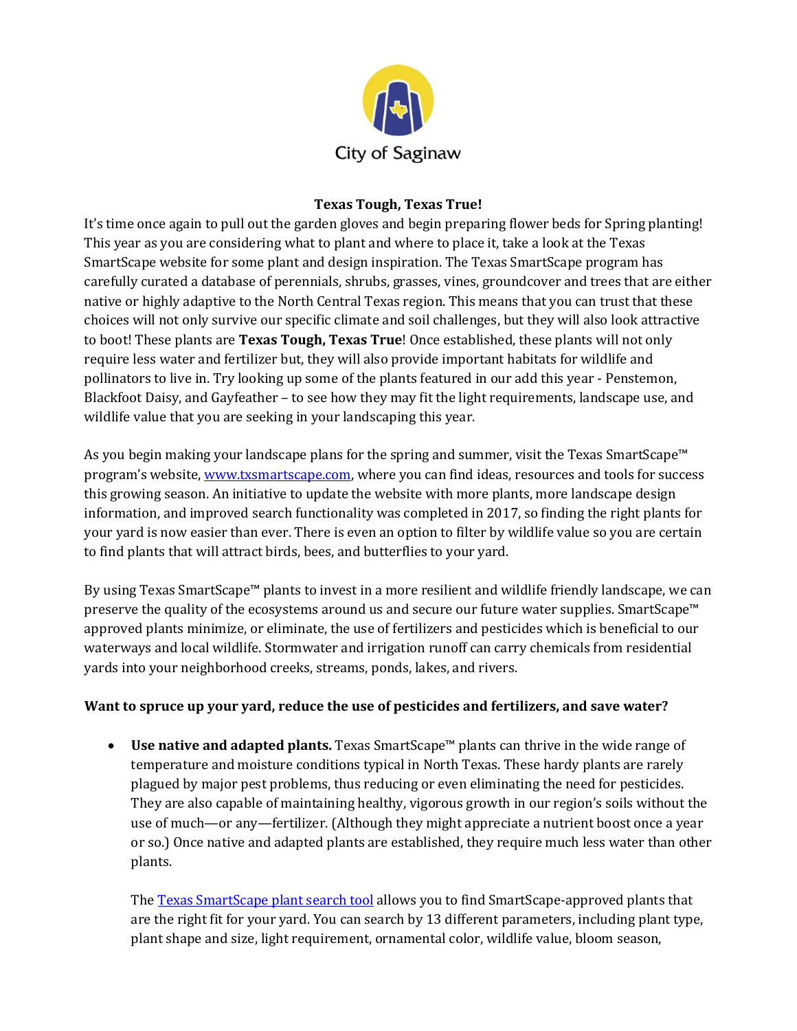City of Saginaw

## Texas Tough, Texas True!

It's time once again to pull out the garden gloves and begin preparing flower beds for Spring planting! This year as you are considering what to plant and where to place it, take a look at the Texas SmartScape website for some plant and design inspiration. The Texas SmartScape program has carefully curated a database of perennials, shrubs, grasses, vines, groundcover and trees that are either native or highly adaptive to the North Central Texas region. This means that you can trust that these choices will not only survive our specific climate and soil challenges, but they will also look attractive to boot! These plants are **Texas Tough, Texas True**! Once established, these plants will not only require less water and fertilizer but, they will also provide important habitats for wildlife and pollinators to live in. Try looking up some of the plants featured in our add this year - Penstemon, Blackfoot Daisy, and Gayfeather – to see how they may fit the light requirements, landscape use, and wildlife value that you are seeking in your landscaping this year.

As you begin making your landscape plans for the spring and summer, visit the Texas SmartScape™ program's website, [www.txsmartscape.com](www.txsmartscape.com), where you can find ideas, resources and tools for success this growing season. An initiative to update the website with more plants, more landscape design information, and improved search functionality was completed in 2017, so finding the right plants for your yard is now easier than ever. There is even an option to filter by wildlife value so you are certain to find plants that will attract birds, bees, and butterflies to your yard.

By using Texas SmartScape™ plants to invest in a more resilient and wildlife friendly landscape, we can preserve the quality of the ecosystems around us and secure our future water supplies. SmartScape™ approved plants minimize, or eliminate, the use of fertilizers and pesticides which is beneficial to our waterways and local wildlife. Stormwater and irrigation runoff can carry chemicals from residential yards into your neighborhood creeks, streams, ponds, lakes, and rivers.

**Want to spruce up your yard, reduce the use of pesticides and fertilizers, and save water?**

- **Use native and adapted plants.** Texas SmartScape™ plants can thrive in the wide range of temperature and moisture conditions typical in North Texas. These hardy plants are rarely plagued by major pest problems, thus reducing or even eliminating the need for pesticides. They are also capable of maintaining healthy, vigorous growth in our region's soils without the use of much—or any—fertilizer. (Although they might appreciate a nutrient boost once a year or so.) Once native and adapted plants are established, they require much less water than other plants.

  The Texas SmartScape plant search tool allows you to find SmartScape-approved plants that are the right fit for your yard. You can search by 13 different parameters, including plant type, plant shape and size, light requirement, ornamental color, wildlife value, bloom season,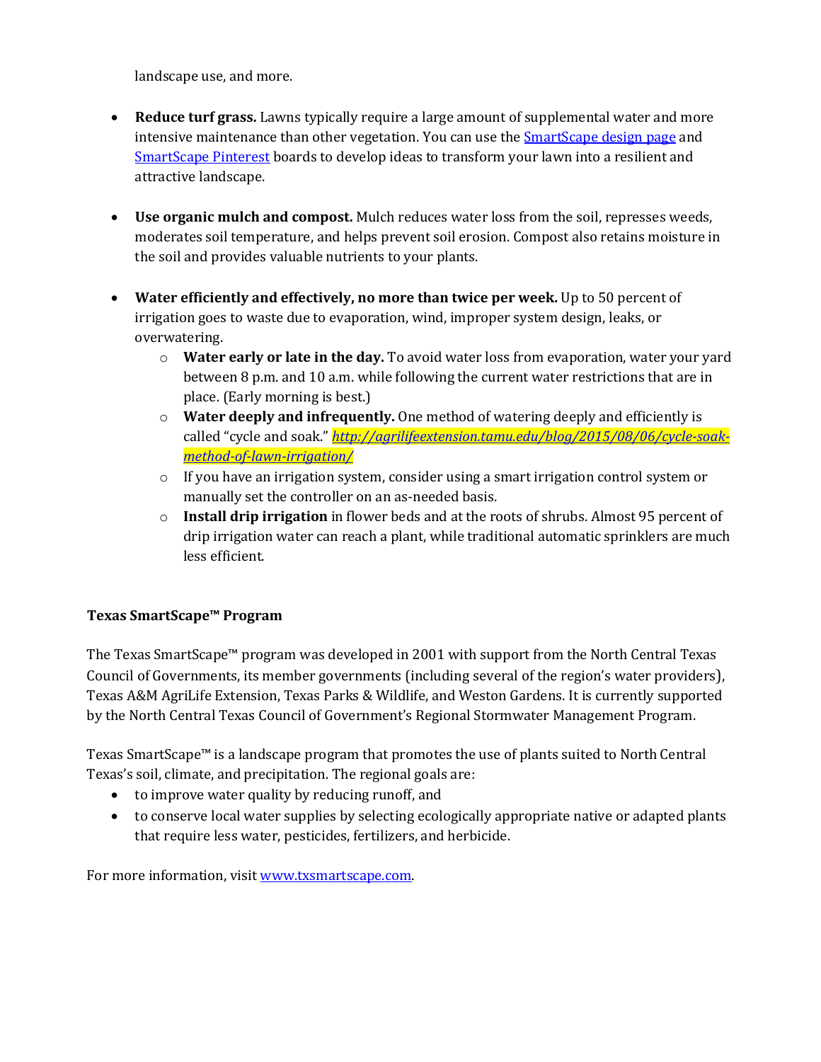landscape use, and more.

- **Reduce turf grass.** Lawns typically require a large amount of supplemental water and more intensive maintenance than other vegetation. You can use the SmartScape design page and SmartScape Pinterest boards to develop ideas to transform your lawn into a resilient and attractive landscape.

- **Use organic mulch and compost.** Mulch reduces water loss from the soil, represses weeds, moderates soil temperature, and helps prevent soil erosion. Compost also retains moisture in the soil and provides valuable nutrients to your plants.

- **Water efficiently and effectively, no more than twice per week.** Up to 50 percent of irrigation goes to waste due to evaporation, wind, improper system design, leaks, or overwatering.
    - **Water early or late in the day.** To avoid water loss from evaporation, water your yard between 8 p.m. and 10 a.m. while following the current water restrictions that are in place. (Early morning is best.)
    - **Water deeply and infrequently.** One method of watering deeply and efficiently is called "cycle and soak." *http://agrilifeextension.tamu.edu/blog/2015/08/06/cycle-soak-method-of-lawn-irrigation/*
    - If you have an irrigation system, consider using a smart irrigation control system or manually set the controller on an as-needed basis.
    - **Install drip irrigation** in flower beds and at the roots of shrubs. Almost 95 percent of drip irrigation water can reach a plant, while traditional automatic sprinklers are much less efficient.

**Texas SmartScape™ Program**

The Texas SmartScape™ program was developed in 2001 with support from the North Central Texas Council of Governments, its member governments (including several of the region's water providers), Texas A&M AgriLife Extension, Texas Parks & Wildlife, and Weston Gardens. It is currently supported by the North Central Texas Council of Government's Regional Stormwater Management Program.

Texas SmartScape™ is a landscape program that promotes the use of plants suited to North Central Texas's soil, climate, and precipitation. The regional goals are:

- to improve water quality by reducing runoff, and
- to conserve local water supplies by selecting ecologically appropriate native or adapted plants that require less water, pesticides, fertilizers, and herbicide.

For more information, visit www.txsmartscape.com.